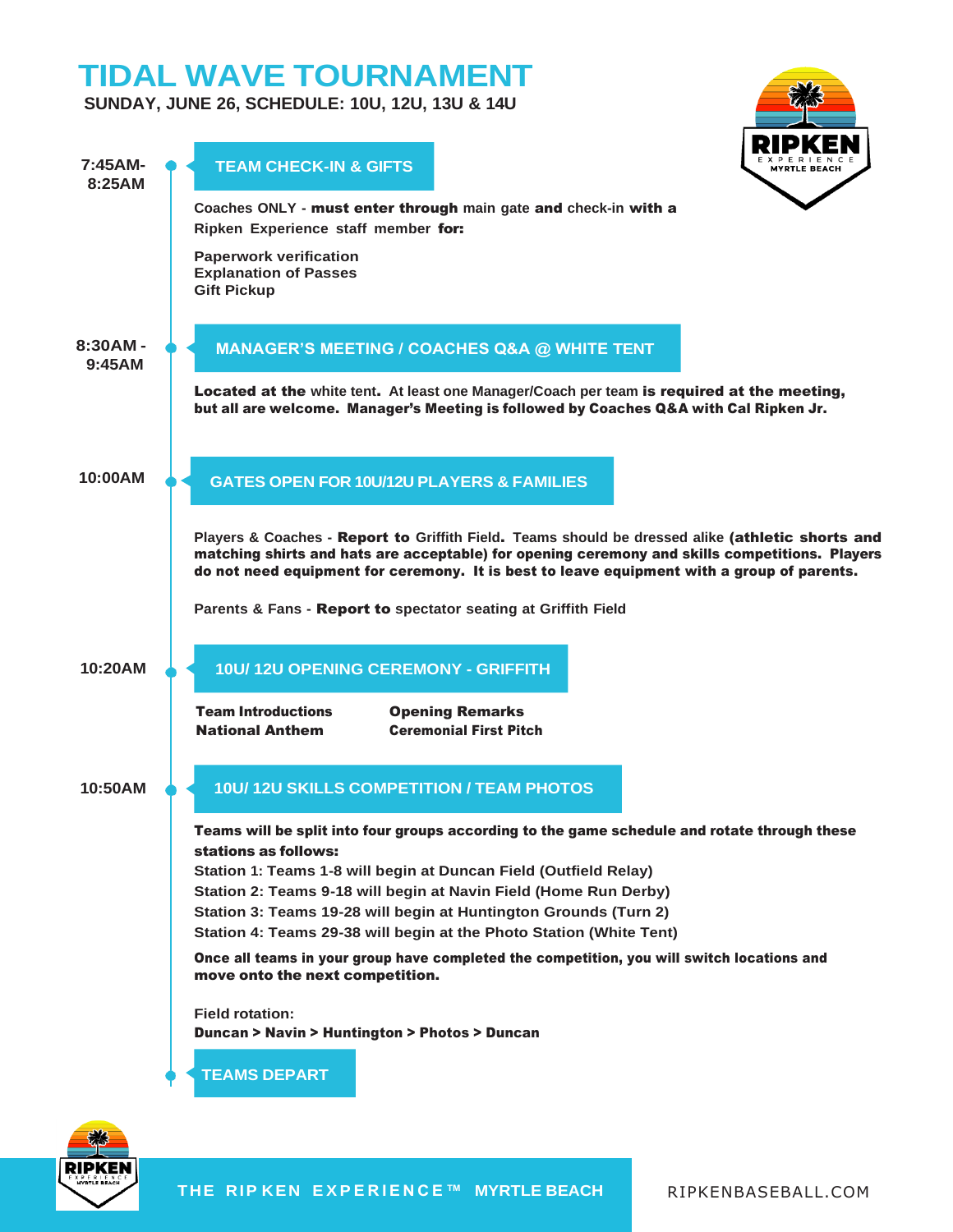# TIDAL WAVE TOURNAMENT

**SUNDAY, JUNE 26, SCHEDULE: 10U, 12U, 13U & 14U**

## 7:45AM-8:25AM — TEAM CHECK-IN & GIFTS

Coaches ONLY - **must enter through** main gate **and** check-in **with a** Ripken Experience staff member **for:**

- Paperwork verification
- Explanation of Passes
- Gift Pickup

## 8:30AM - 9:45AM — MANAGER'S MEETING / COACHES Q&A @ WHITE TENT

**Located at the** white tent. At least one Manager/Coach per team **is required at the meeting, but all are welcome. Manager's Meeting is followed by Coaches Q&A with Cal Ripken Jr.**

## 10:00AM — GATES OPEN FOR 10U/12U PLAYERS & FAMILIES

Players & Coaches - **Report to** Griffith Field. Teams should be dressed alike **(athletic shorts and matching shirts and hats are acceptable) for opening ceremony and skills competitions. Players do not need equipment for ceremony. It is best to leave equipment with a group of parents.**

Parents & Fans - **Report to** spectator seating at Griffith Field

## 10:20AM — 10U/ 12U OPENING CEREMONY - GRIFFITH

- **Team Introductions**
- **National Anthem**
- **Opening Remarks**
- **Ceremonial First Pitch**

## 10:50AM — 10U/ 12U SKILLS COMPETITION / TEAM PHOTOS

**Teams will be split into four groups according to the game schedule and rotate through these stations as follows:**

Station 1: Teams 1-8 will begin at Duncan Field (Outfield Relay)
Station 2: Teams 9-18 will begin at Navin Field (Home Run Derby)
Station 3: Teams 19-28 will begin at Huntington Grounds (Turn 2)
Station 4: Teams 29-38 will begin at the Photo Station (White Tent)

**Once all teams in your group have completed the competition, you will switch locations and move onto the next competition.**

Field rotation:
**Duncan > Navin > Huntington > Photos > Duncan**

## TEAMS DEPART

THE RIPKEN EXPERIENCE™ MYRTLE BEACH

RIPKENBASEBALL.COM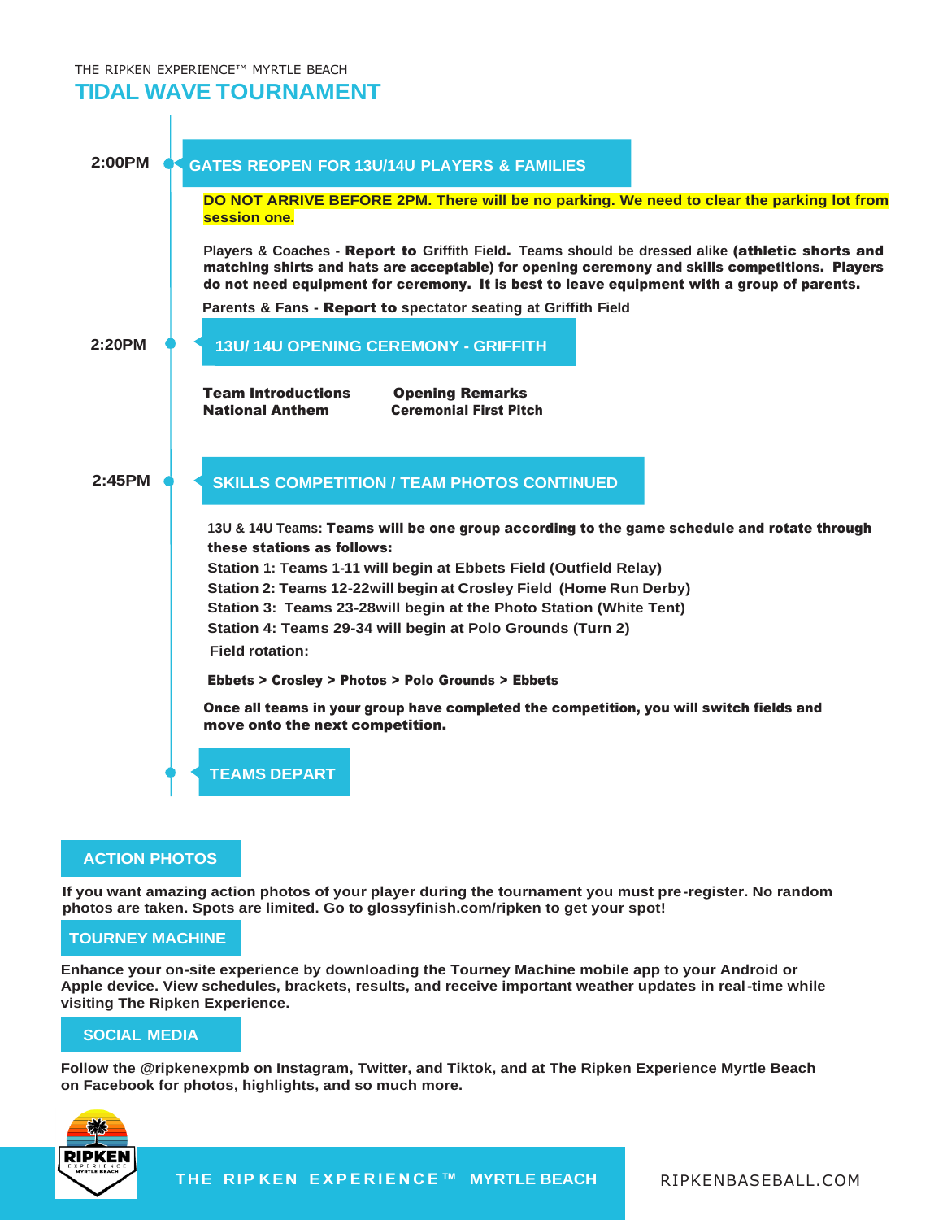THE RIPKEN EXPERIENCE™ MYRTLE BEACH

# TIDAL WAVE TOURNAMENT

**2:00PM**

## GATES REOPEN FOR 13U/14U PLAYERS & FAMILIES

**DO NOT ARRIVE BEFORE 2PM. There will be no parking. We need to clear the parking lot from session one.**

Players & Coaches - **Report to** Griffith Field**.** Teams should be dressed alike **(athletic shorts and matching shirts and hats are acceptable) for opening ceremony and skills competitions. Players do not need equipment for ceremony. It is best to leave equipment with a group of parents.**

Parents & Fans - **Report to** spectator seating at Griffith Field

**2:20PM**

## 13U/ 14U OPENING CEREMONY - GRIFFITH

**Team Introductions**
**National Anthem**
**Opening Remarks**
**Ceremonial First Pitch**

**2:45PM**

## SKILLS COMPETITION / TEAM PHOTOS CONTINUED

13U & 14U Teams: **Teams will be one group according to the game schedule and rotate through these stations as follows:**

Station 1: Teams 1-11 will begin at Ebbets Field (Outfield Relay)
Station 2: Teams 12-22will begin at Crosley Field (Home Run Derby)
Station 3: Teams 23-28will begin at the Photo Station (White Tent)
Station 4: Teams 29-34 will begin at Polo Grounds (Turn 2)

Field rotation:

**Ebbets > Crosley > Photos > Polo Grounds > Ebbets**

**Once all teams in your group have completed the competition, you will switch fields and move onto the next competition.**

## TEAMS DEPART

## ACTION PHOTOS

If you want amazing action photos of your player during the tournament you must pre-register. No random photos are taken. Spots are limited. Go to glossyfinish.com/ripken to get your spot!

## TOURNEY MACHINE

Enhance your on-site experience by downloading the Tourney Machine mobile app to your Android or Apple device. View schedules, brackets, results, and receive important weather updates in real-time while visiting The Ripken Experience.

## SOCIAL MEDIA

Follow the @ripkenexpmb on Instagram, Twitter, and Tiktok, and at The Ripken Experience Myrtle Beach on Facebook for photos, highlights, and so much more.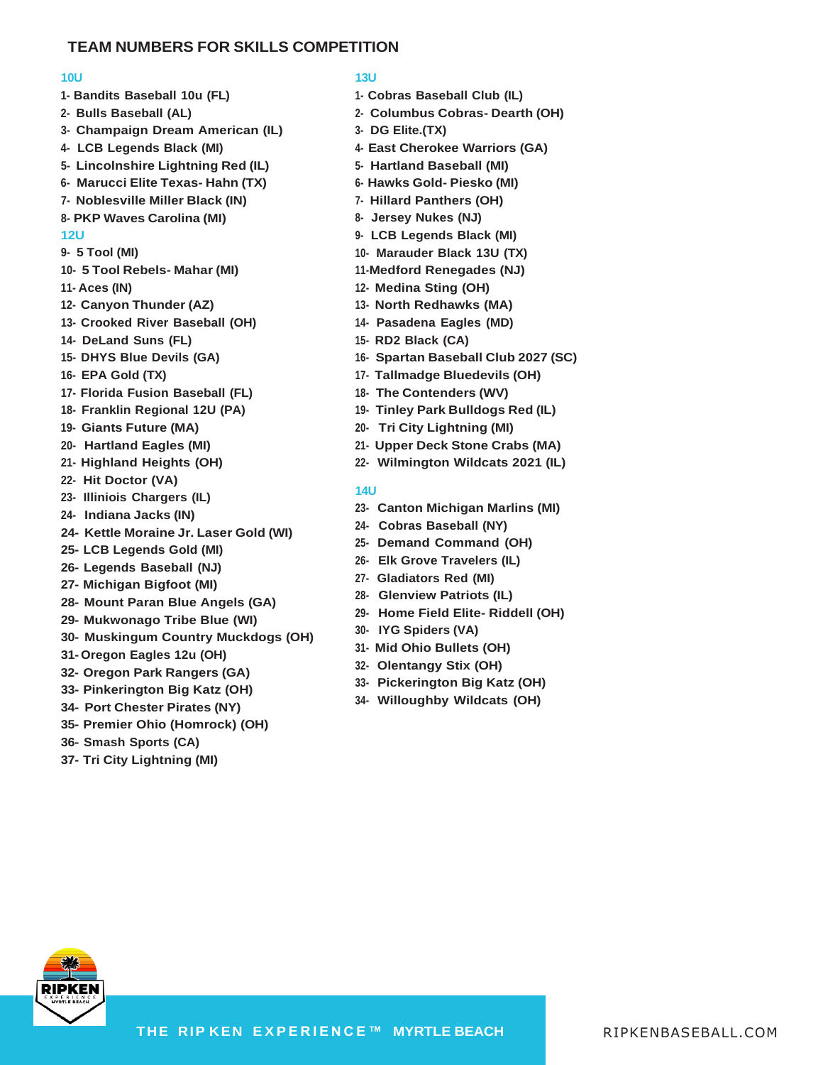## TEAM NUMBERS FOR SKILLS COMPETITION

### 10U

1- Bandits Baseball 10u (FL)
2- Bulls Baseball (AL)
3- Champaign Dream American (IL)
4- LCB Legends Black (MI)
5- Lincolnshire Lightning Red (IL)
6- Marucci Elite Texas- Hahn (TX)
7- Noblesville Miller Black (IN)
8- PKP Waves Carolina (MI)

### 12U

9- 5 Tool (MI)
10- 5 Tool Rebels- Mahar (MI)
11- Aces (IN)
12- Canyon Thunder (AZ)
13- Crooked River Baseball (OH)
14- DeLand Suns (FL)
15- DHYS Blue Devils (GA)
16- EPA Gold (TX)
17- Florida Fusion Baseball (FL)
18- Franklin Regional 12U (PA)
19- Giants Future (MA)
20- Hartland Eagles (MI)
21- Highland Heights (OH)
22- Hit Doctor (VA)
23- Illiniois Chargers (IL)
24- Indiana Jacks (IN)
24- Kettle Moraine Jr. Laser Gold (WI)
25- LCB Legends Gold (MI)
26- Legends Baseball (NJ)
27- Michigan Bigfoot (MI)
28- Mount Paran Blue Angels (GA)
29- Mukwonago Tribe Blue (WI)
30- Muskingum Country Muckdogs (OH)
31- Oregon Eagles 12u (OH)
32- Oregon Park Rangers (GA)
33- Pinkerington Big Katz (OH)
34- Port Chester Pirates (NY)
35- Premier Ohio (Homrock) (OH)
36- Smash Sports (CA)
37- Tri City Lightning (MI)

### 13U

1- Cobras Baseball Club (IL)
2- Columbus Cobras- Dearth (OH)
3- DG Elite.(TX)
4- East Cherokee Warriors (GA)
5- Hartland Baseball (MI)
6- Hawks Gold- Piesko (MI)
7- Hillard Panthers (OH)
8- Jersey Nukes (NJ)
9- LCB Legends Black (MI)
10- Marauder Black 13U (TX)
11-Medford Renegades (NJ)
12- Medina Sting (OH)
13- North Redhawks (MA)
14- Pasadena Eagles (MD)
15- RD2 Black (CA)
16- Spartan Baseball Club 2027 (SC)
17- Tallmadge Bluedevils (OH)
18- The Contenders (WV)
19- Tinley Park Bulldogs Red (IL)
20- Tri City Lightning (MI)
21- Upper Deck Stone Crabs (MA)
22- Wilmington Wildcats 2021 (IL)

### 14U

23- Canton Michigan Marlins (MI)
24- Cobras Baseball (NY)
25- Demand Command (OH)
26- Elk Grove Travelers (IL)
27- Gladiators Red (MI)
28- Glenview Patriots (IL)
29- Home Field Elite- Riddell (OH)
30- IYG Spiders (VA)
31- Mid Ohio Bullets (OH)
32- Olentangy Stix (OH)
33- Pickerington Big Katz (OH)
34- Willoughby Wildcats (OH)